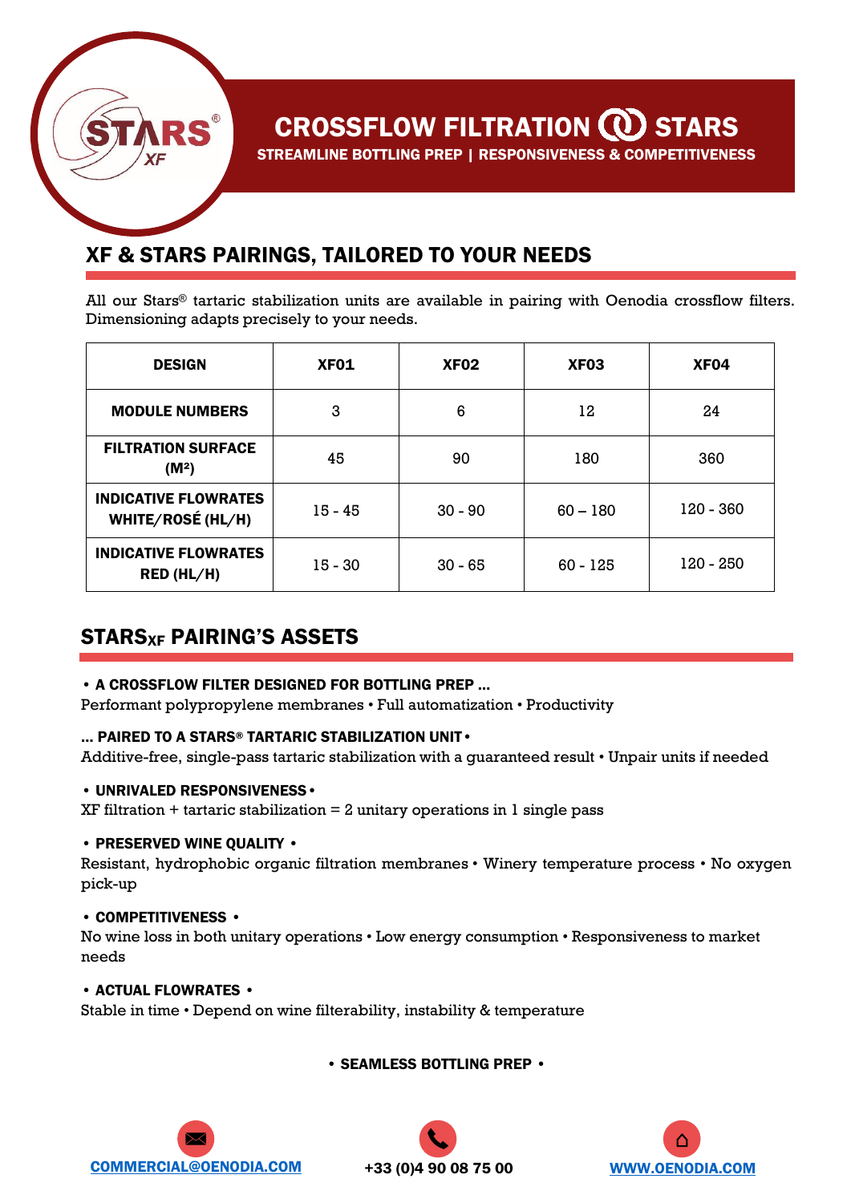# CROSSFLOW FILTRATION STARS

**STREAMLINE BOTTLING PREP | RESPONSIVENESS & COMPETITIVENESS**

## XF & STARS PAIRINGS, TAILORED TO YOUR NEEDS

All our Stars® tartaric stabilization units are available in pairing with Oenodia crossflow filters. Dimensioning adapts precisely to your needs.

| DESIGN | XF01 | XF02 | XF03 | XF04 |
|---|---|---|---|---|
| MODULE NUMBERS | 3 | 6 | 12 | 24 |
| FILTRATION SURFACE (M²) | 45 | 90 | 180 | 360 |
| INDICATIVE FLOWRATES WHITE/ROSÉ (HL/H) | 15 - 45 | 30 - 90 | 60 – 180 | 120 - 360 |
| INDICATIVE FLOWRATES RED (HL/H) | 15 - 30 | 30 - 65 | 60 - 125 | 120 - 250 |

## STARS$_{XF}$ PAIRING'S ASSETS

**• A CROSSFLOW FILTER DESIGNED FOR BOTTLING PREP ...**

Performant polypropylene membranes • Full automatization • Productivity

**... PAIRED TO A STARS® TARTARIC STABILIZATION UNIT •**

Additive-free, single-pass tartaric stabilization with a guaranteed result • Unpair units if needed

**• UNRIVALED RESPONSIVENESS •**

XF filtration + tartaric stabilization = 2 unitary operations in 1 single pass

**• PRESERVED WINE QUALITY •**

Resistant, hydrophobic organic filtration membranes • Winery temperature process • No oxygen pick-up

**• COMPETITIVENESS •**

No wine loss in both unitary operations • Low energy consumption • Responsiveness to market needs

**• ACTUAL FLOWRATES •**

Stable in time • Depend on wine filterability, instability & temperature

**• SEAMLESS BOTTLING PREP •**

COMMERCIAL@OENODIA.COM

+33 (0)4 90 08 75 00

WWW.OENODIA.COM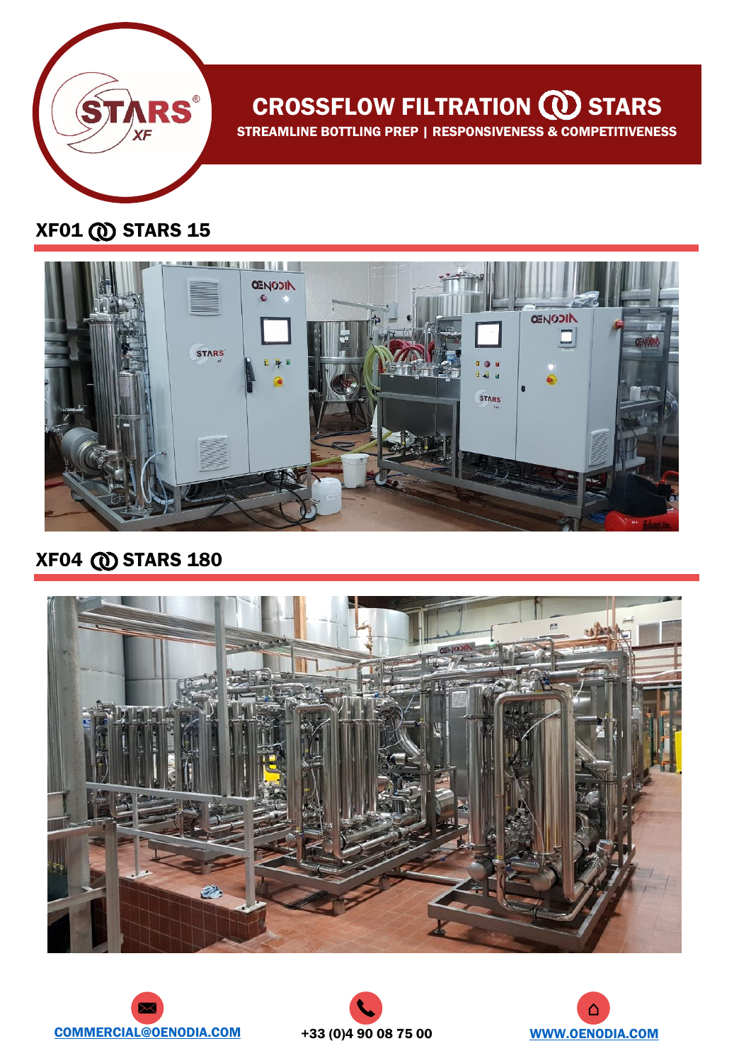# CROSSFLOW FILTRATION STARS

**STREAMLINE BOTTLING PREP | RESPONSIVENESS & COMPETITIVENESS**

## XF01 STARS 15

## XF04 STARS 180

COMMERCIAL@OENODIA.COM

+33 (0)4 90 08 75 00

WWW.OENODIA.COM